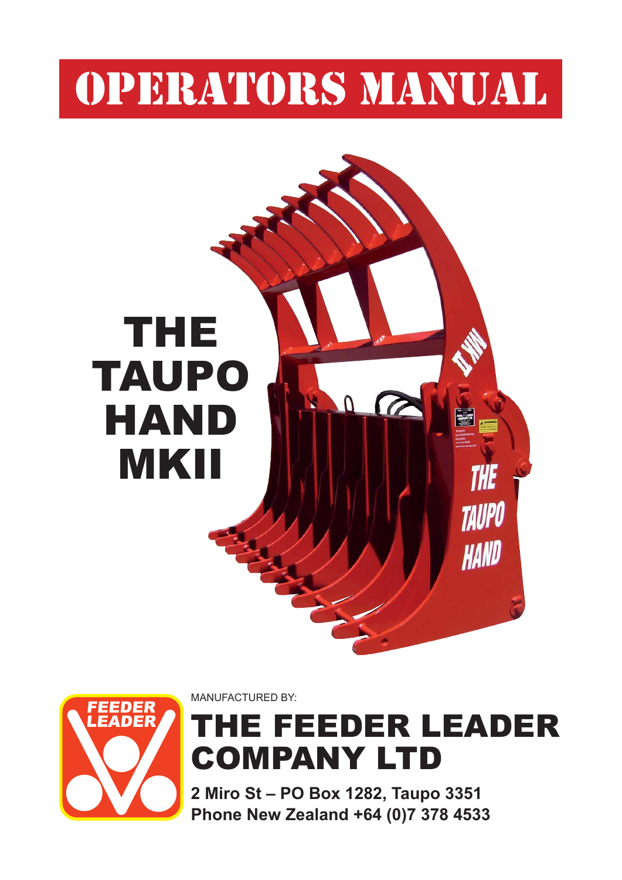# OPERATORS MANUAL

## THE TAUPO HAND MKII

MANUFACTURED BY:

## THE FEEDER LEADER COMPANY LTD

**2 Miro St – PO Box 1282, Taupo 3351**
**Phone New Zealand +64 (0)7 378 4533**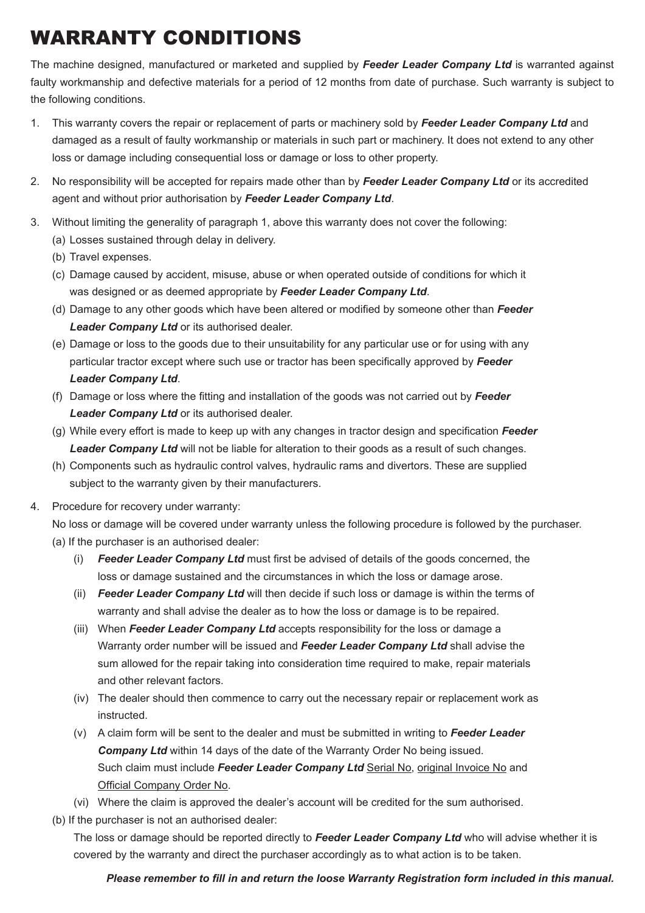# WARRANTY CONDITIONS

The machine designed, manufactured or marketed and supplied by ***Feeder Leader Company Ltd*** is warranted against faulty workmanship and defective materials for a period of 12 months from date of purchase. Such warranty is subject to the following conditions.

1. This warranty covers the repair or replacement of parts or machinery sold by ***Feeder Leader Company Ltd*** and damaged as a result of faulty workmanship or materials in such part or machinery. It does not extend to any other loss or damage including consequential loss or damage or loss to other property.

2. No responsibility will be accepted for repairs made other than by ***Feeder Leader Company Ltd*** or its accredited agent and without prior authorisation by ***Feeder Leader Company Ltd***.

3. Without limiting the generality of paragraph 1, above this warranty does not cover the following:
   (a) Losses sustained through delay in delivery.
   (b) Travel expenses.
   (c) Damage caused by accident, misuse, abuse or when operated outside of conditions for which it was designed or as deemed appropriate by ***Feeder Leader Company Ltd***.
   (d) Damage to any other goods which have been altered or modified by someone other than ***Feeder Leader Company Ltd*** or its authorised dealer.
   (e) Damage or loss to the goods due to their unsuitability for any particular use or for using with any particular tractor except where such use or tractor has been specifically approved by ***Feeder Leader Company Ltd***.
   (f) Damage or loss where the fitting and installation of the goods was not carried out by ***Feeder Leader Company Ltd*** or its authorised dealer.
   (g) While every effort is made to keep up with any changes in tractor design and specification ***Feeder Leader Company Ltd*** will not be liable for alteration to their goods as a result of such changes.
   (h) Components such as hydraulic control valves, hydraulic rams and divertors. These are supplied subject to the warranty given by their manufacturers.

4. Procedure for recovery under warranty:
   No loss or damage will be covered under warranty unless the following procedure is followed by the purchaser.
   (a) If the purchaser is an authorised dealer:
      (i) ***Feeder Leader Company Ltd*** must first be advised of details of the goods concerned, the loss or damage sustained and the circumstances in which the loss or damage arose.
      (ii) ***Feeder Leader Company Ltd*** will then decide if such loss or damage is within the terms of warranty and shall advise the dealer as to how the loss or damage is to be repaired.
      (iii) When ***Feeder Leader Company Ltd*** accepts responsibility for the loss or damage a Warranty order number will be issued and ***Feeder Leader Company Ltd*** shall advise the sum allowed for the repair taking into consideration time required to make, repair materials and other relevant factors.
      (iv) The dealer should then commence to carry out the necessary repair or replacement work as instructed.
      (v) A claim form will be sent to the dealer and must be submitted in writing to ***Feeder Leader Company Ltd*** within 14 days of the date of the Warranty Order No being issued. Such claim must include ***Feeder Leader Company Ltd*** Serial No, original Invoice No and Official Company Order No.
      (vi) Where the claim is approved the dealer's account will be credited for the sum authorised.
   (b) If the purchaser is not an authorised dealer:
      The loss or damage should be reported directly to ***Feeder Leader Company Ltd*** who will advise whether it is covered by the warranty and direct the purchaser accordingly as to what action is to be taken.

***Please remember to fill in and return the loose Warranty Registration form included in this manual.***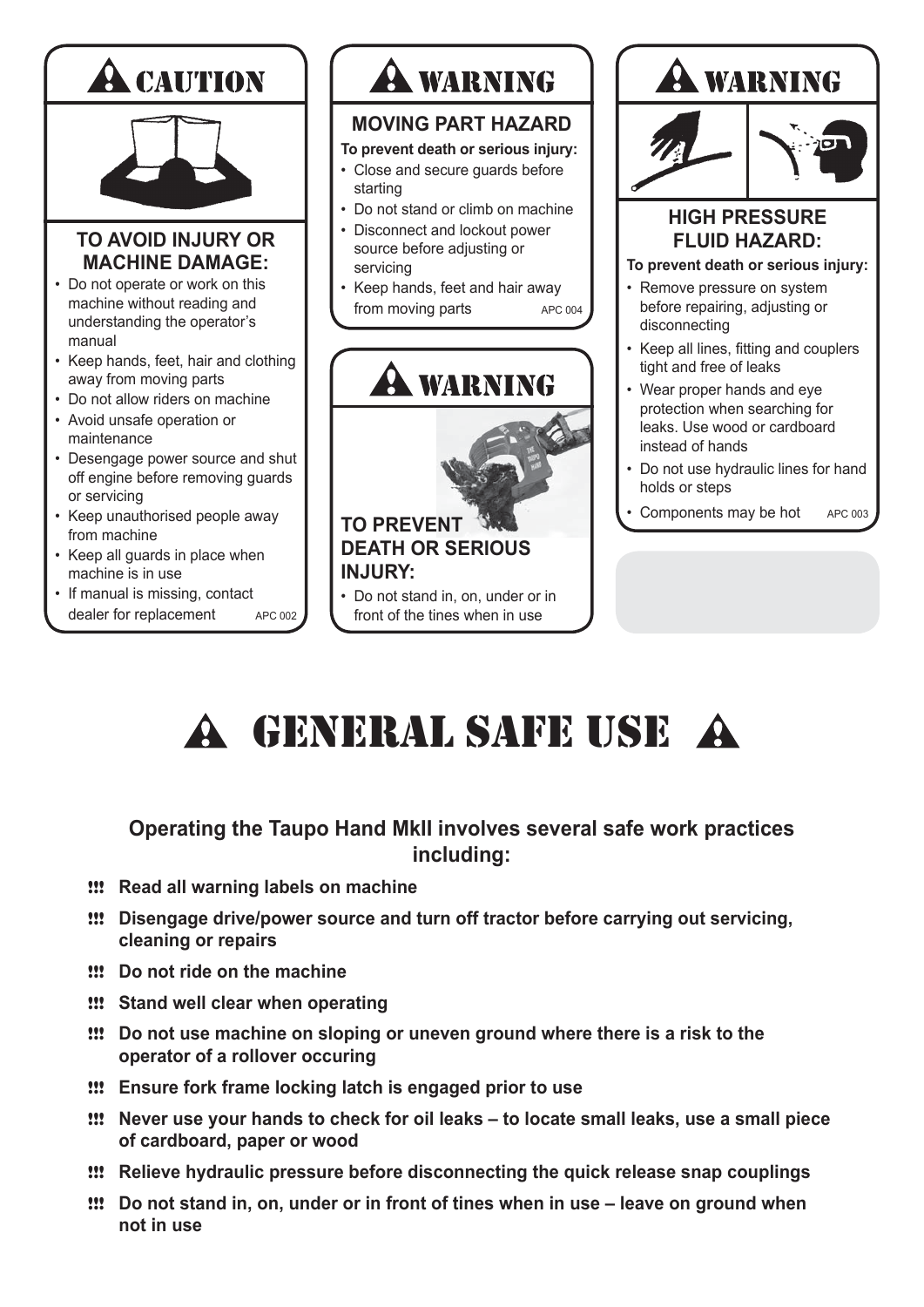## ⚠ CAUTION

### TO AVOID INJURY OR MACHINE DAMAGE:

- Do not operate or work on this machine without reading and understanding the operator's manual
- Keep hands, feet, hair and clothing away from moving parts
- Do not allow riders on machine
- Avoid unsafe operation or maintenance
- Desengage power source and shut off engine before removing guards or servicing
- Keep unauthorised people away from machine
- Keep all guards in place when machine is in use
- If manual is missing, contact dealer for replacement

APC 002

## ⚠ WARNING

### MOVING PART HAZARD

**To prevent death or serious injury:**

- Close and secure guards before starting
- Do not stand or climb on machine
- Disconnect and lockout power source before adjusting or servicing
- Keep hands, feet and hair away from moving parts

APC 004

## ⚠ WARNING

### TO PREVENT DEATH OR SERIOUS INJURY:

- Do not stand in, on, under or in front of the tines when in use

## ⚠ WARNING

### HIGH PRESSURE FLUID HAZARD:

**To prevent death or serious injury:**

- Remove pressure on system before repairing, adjusting or disconnecting
- Keep all lines, fitting and couplers tight and free of leaks
- Wear proper hands and eye protection when searching for leaks. Use wood or cardboard instead of hands
- Do not use hydraulic lines for hand holds or steps
- Components may be hot

APC 003

# ⚠ GENERAL SAFE USE ⚠

**Operating the Taupo Hand MkII involves several safe work practices including:**

- **!!! Read all warning labels on machine**
- **!!! Disengage drive/power source and turn off tractor before carrying out servicing, cleaning or repairs**
- **!!! Do not ride on the machine**
- **!!! Stand well clear when operating**
- **!!! Do not use machine on sloping or uneven ground where there is a risk to the operator of a rollover occuring**
- **!!! Ensure fork frame locking latch is engaged prior to use**
- **!!! Never use your hands to check for oil leaks – to locate small leaks, use a small piece of cardboard, paper or wood**
- **!!! Relieve hydraulic pressure before disconnecting the quick release snap couplings**
- **!!! Do not stand in, on, under or in front of tines when in use – leave on ground when not in use**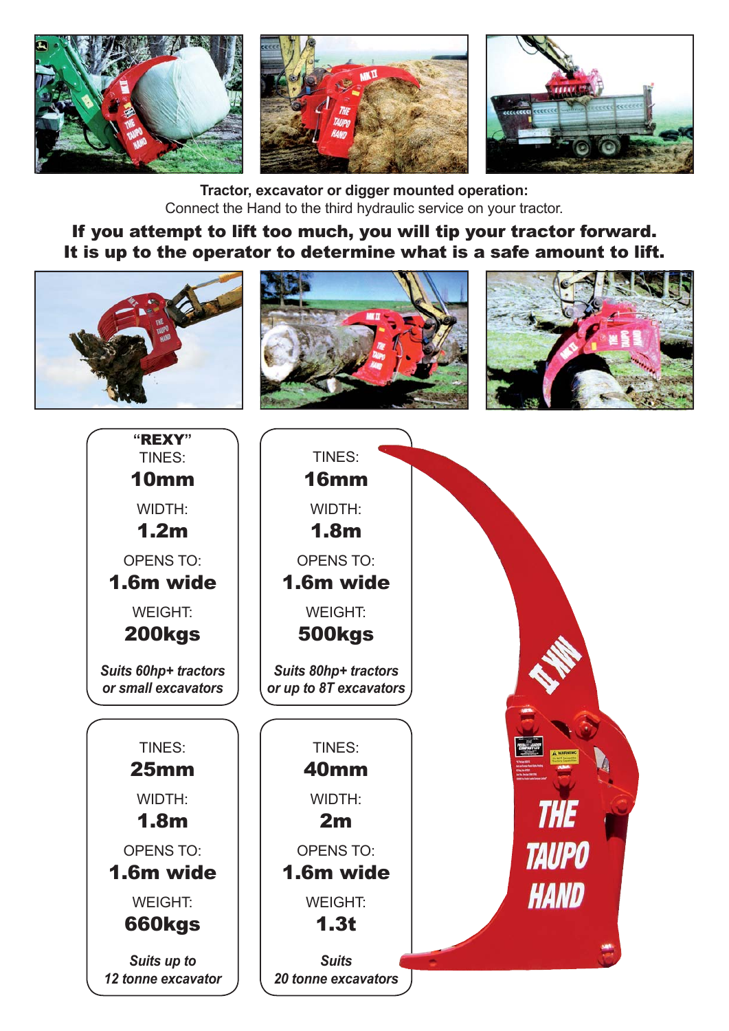**Tractor, excavator or digger mounted operation:**
Connect the Hand to the third hydraulic service on your tractor.

**If you attempt to lift too much, you will tip your tractor forward.**
**It is up to the operator to determine what is a safe amount to lift.**

**"REXY"**
TINES:
**10mm**
WIDTH:
**1.2m**
OPENS TO:
**1.6m wide**
WEIGHT:
**200kgs**
*Suits 60hp+ tractors or small excavators*

TINES:
**16mm**
WIDTH:
**1.8m**
OPENS TO:
**1.6m wide**
WEIGHT:
**500kgs**
*Suits 80hp+ tractors or up to 8T excavators*

TINES:
**25mm**
WIDTH:
**1.8m**
OPENS TO:
**1.6m wide**
WEIGHT:
**660kgs**
*Suits up to 12 tonne excavator*

TINES:
**40mm**
WIDTH:
**2m**
OPENS TO:
**1.6m wide**
WEIGHT:
**1.3t**
*Suits 20 tonne excavators*